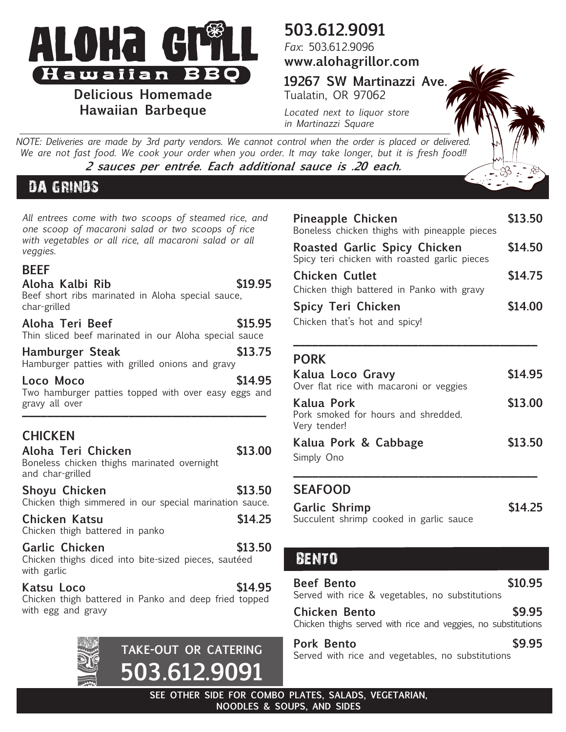# ALOHA GRILL

**Hawaiian BBQ**

**Delicious Homemade Hawaiian Barbeque**

**503.612.9091**
*Fax*: 503.612.9096
**www.alohagrillor.com**

**19267 SW Martinazzi Ave.**
Tualatin, OR 97062

*Located next to liquor store in Martinazzi Square*

*NOTE: Deliveries are made by 3rd party vendors. We cannot control when the order is placed or delivered. We are not fast food. We cook your order when you order. It may take longer, but it is fresh food!!*

***2 sauces per entrée. Each additional sauce is .20 each.***

## DA GRINDS

*All entrees come with two scoops of steamed rice, and one scoop of macaroni salad or two scoops of rice with vegetables or all rice, all macaroni salad or all veggies.*

### BEEF

**Aloha Kalbi Rib** — **$19.95**
Beef short ribs marinated in Aloha special sauce, char-grilled

**Aloha Teri Beef** — **$15.95**
Thin sliced beef marinated in our Aloha special sauce

**Hamburger Steak** — **$13.75**
Hamburger patties with grilled onions and gravy

**Loco Moco** — **$14.95**
Two hamburger patties topped with over easy eggs and gravy all over

### CHICKEN

**Aloha Teri Chicken** — **$13.00**
Boneless chicken thighs marinated overnight and char-grilled

**Shoyu Chicken** — **$13.50**
Chicken thigh simmered in our special marination sauce.

**Chicken Katsu** — **$14.25**
Chicken thigh battered in panko

**Garlic Chicken** — **$13.50**
Chicken thighs diced into bite-sized pieces, sautéed with garlic

**Katsu Loco** — **$14.95**
Chicken thigh battered in Panko and deep fried topped with egg and gravy

**Pineapple Chicken** — **$13.50**
Boneless chicken thighs with pineapple pieces

**Roasted Garlic Spicy Chicken** — **$14.50**
Spicy teri chicken with roasted garlic pieces

**Chicken Cutlet** — **$14.75**
Chicken thigh battered in Panko with gravy

**Spicy Teri Chicken** — **$14.00**
Chicken that's hot and spicy!

### PORK

**Kalua Loco Gravy** — **$14.95**
Over flat rice with macaroni or veggies

**Kalua Pork** — **$13.00**
Pork smoked for hours and shredded. Very tender!

**Kalua Pork & Cabbage** — **$13.50**
Simply Ono

### SEAFOOD

**Garlic Shrimp** — **$14.25**
Succulent shrimp cooked in garlic sauce

## BENTO

**Beef Bento** — **$10.95**
Served with rice & vegetables, no substitutions

**Chicken Bento** — **$9.95**
Chicken thighs served with rice and veggies, no substitutions

**Pork Bento** — **$9.95**
Served with rice and vegetables, no substitutions

**TAKE-OUT OR CATERING**
**503.612.9091**

**SEE OTHER SIDE FOR COMBO PLATES, SALADS, VEGETARIAN, NOODLES & SOUPS, AND SIDES**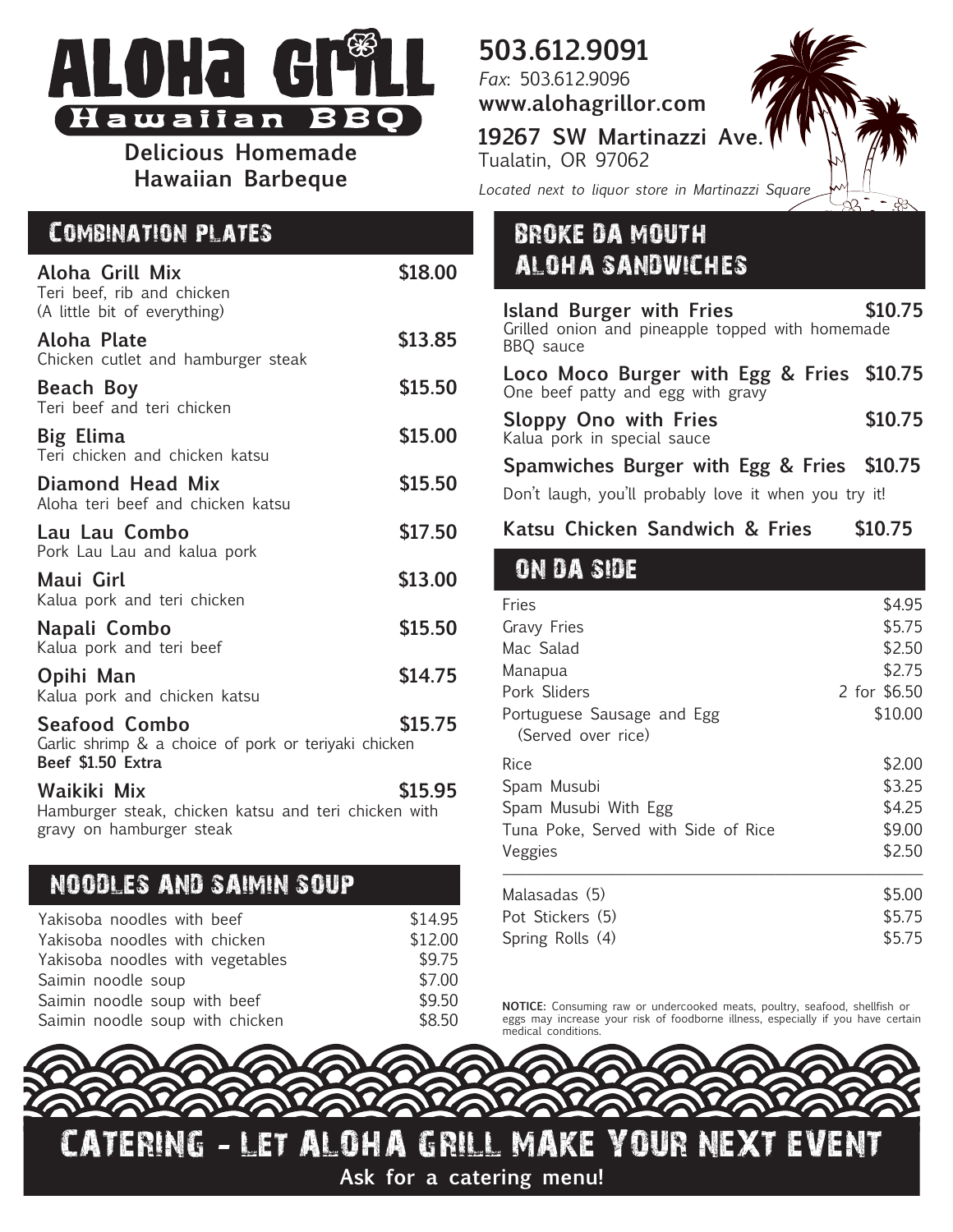# Aloha Grill

## Hawaiian BBQ

**Delicious Homemade Hawaiian Barbeque**

**503.612.9091**
*Fax*: 503.612.9096
**www.alohagrillor.com**

**19267 SW Martinazzi Ave.**
Tualatin, OR 97062

*Located next to liquor store in Martinazzi Square*

## Combination Plates

**Aloha Grill Mix** — **$18.00**
Teri beef, rib and chicken
(A little bit of everything)

**Aloha Plate** — **$13.85**
Chicken cutlet and hamburger steak

**Beach Boy** — **$15.50**
Teri beef and teri chicken

**Big Elima** — **$15.00**
Teri chicken and chicken katsu

**Diamond Head Mix** — **$15.50**
Aloha teri beef and chicken katsu

**Lau Lau Combo** — **$17.50**
Pork Lau Lau and kalua pork

**Maui Girl** — **$13.00**
Kalua pork and teri chicken

**Napali Combo** — **$15.50**
Kalua pork and teri beef

**Opihi Man** — **$14.75**
Kalua pork and chicken katsu

**Seafood Combo** — **$15.75**
Garlic shrimp & a choice of pork or teriyaki chicken
**Beef $1.50 Extra**

**Waikiki Mix** — **$15.95**
Hamburger steak, chicken katsu and teri chicken with gravy on hamburger steak

## Noodles and Saimin Soup

| | |
|---|---|
| Yakisoba noodles with beef | $14.95 |
| Yakisoba noodles with chicken | $12.00 |
| Yakisoba noodles with vegetables | $9.75 |
| Saimin noodle soup | $7.00 |
| Saimin noodle soup with beef | $9.50 |
| Saimin noodle soup with chicken | $8.50 |

## Broke Da Mouth Aloha Sandwiches

**Island Burger with Fries** — **$10.75**
Grilled onion and pineapple topped with homemade BBQ sauce

**Loco Moco Burger with Egg & Fries** — **$10.75**
One beef patty and egg with gravy

**Sloppy Ono with Fries** — **$10.75**
Kalua pork in special sauce

**Spamwiches Burger with Egg & Fries** — **$10.75**

Don't laugh, you'll probably love it when you try it!

**Katsu Chicken Sandwich & Fries** — **$10.75**

## On Da Side

| | |
|---|---|
| Fries | $4.95 |
| Gravy Fries | $5.75 |
| Mac Salad | $2.50 |
| Manapua | $2.75 |
| Pork Sliders | 2 for $6.50 |
| Portuguese Sausage and Egg (Served over rice) | $10.00 |
| Rice | $2.00 |
| Spam Musubi | $3.25 |
| Spam Musubi With Egg | $4.25 |
| Tuna Poke, Served with Side of Rice | $9.00 |
| Veggies | $2.50 |
| Malasadas (5) | $5.00 |
| Pot Stickers (5) | $5.75 |
| Spring Rolls (4) | $5.75 |

**NOTICE:** Consuming raw or undercooked meats, poultry, seafood, shellfish or eggs may increase your risk of foodborne illness, especially if you have certain medical conditions.

## Catering - Let Aloha Grill Make Your Next Event

**Ask for a catering menu!**